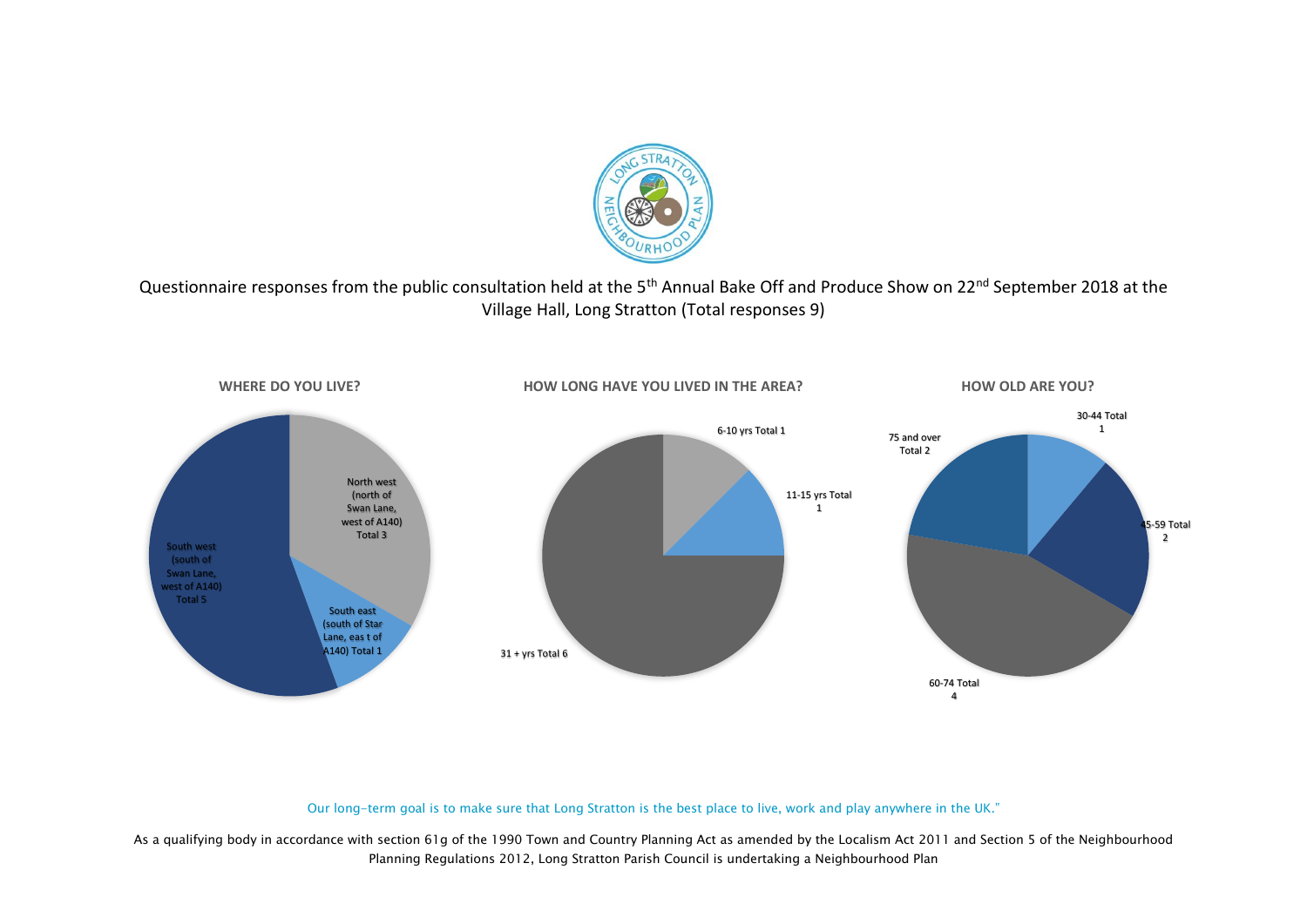Questionnaire responses from the public consultation held at the 5th Annual Bake Off and Produce Show on 22nd September 2018 at the Village Hall, Long Stratton (Total responses 9)

**WHERE DO YOU LIVE?**

North west (north of Swan Lane, west of A140) Total 3

South east (south of Star Lane, eas t of A140) Total 1

South west (south of Swan Lane, west of A140) Total 5

**HOW LONG HAVE YOU LIVED IN THE AREA?**

6-10 yrs Total 1

11-15 yrs Total 1

31 + yrs Total 6

**HOW OLD ARE YOU?**

30-44 Total 1

45-59 Total 2

60-74 Total 4

75 and over Total 2

Our long-term goal is to make sure that Long Stratton is the best place to live, work and play anywhere in the UK."

As a qualifying body in accordance with section 61g of the 1990 Town and Country Planning Act as amended by the Localism Act 2011 and Section 5 of the Neighbourhood Planning Regulations 2012, Long Stratton Parish Council is undertaking a Neighbourhood Plan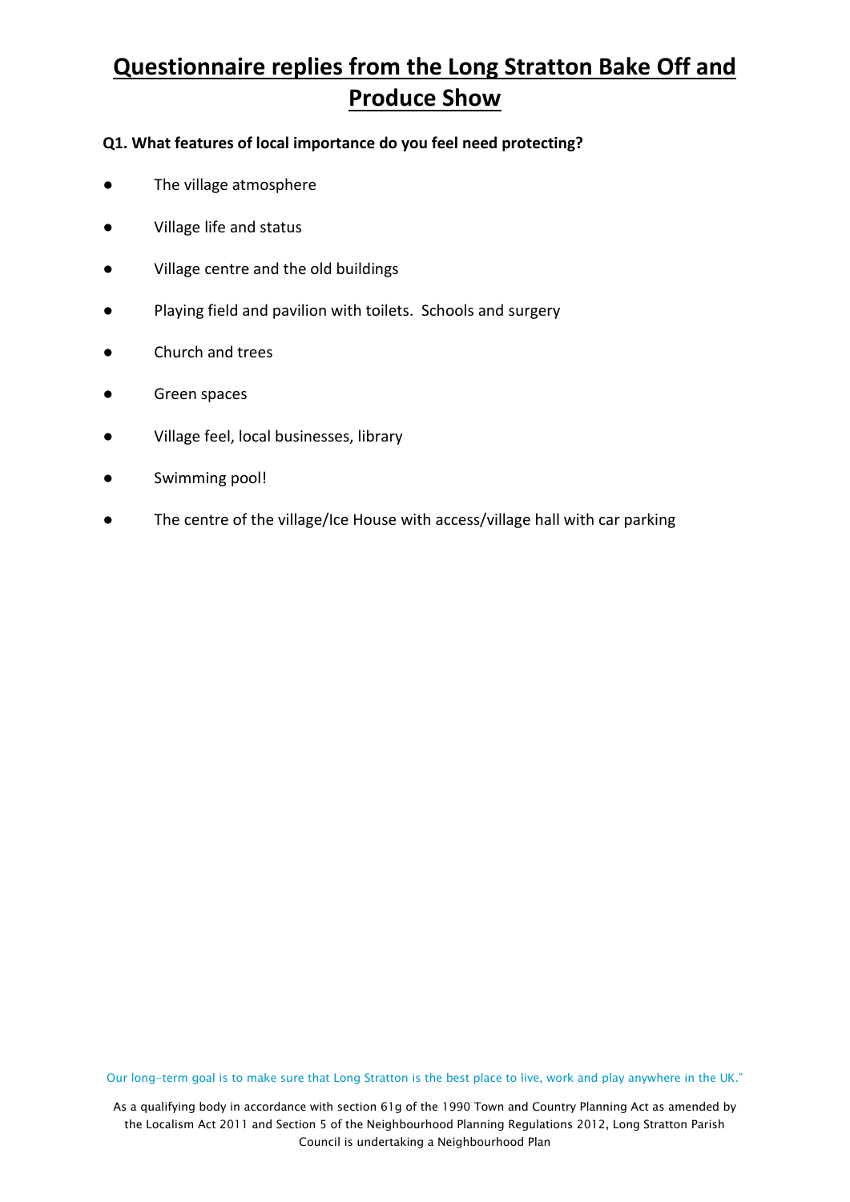# Questionnaire replies from the Long Stratton Bake Off and Produce Show

**Q1. What features of local importance do you feel need protecting?**

- The village atmosphere
- Village life and status
- Village centre and the old buildings
- Playing field and pavilion with toilets. Schools and surgery
- Church and trees
- Green spaces
- Village feel, local businesses, library
- Swimming pool!
- The centre of the village/Ice House with access/village hall with car parking

Our long-term goal is to make sure that Long Stratton is the best place to live, work and play anywhere in the UK."

As a qualifying body in accordance with section 61g of the 1990 Town and Country Planning Act as amended by the Localism Act 2011 and Section 5 of the Neighbourhood Planning Regulations 2012, Long Stratton Parish Council is undertaking a Neighbourhood Plan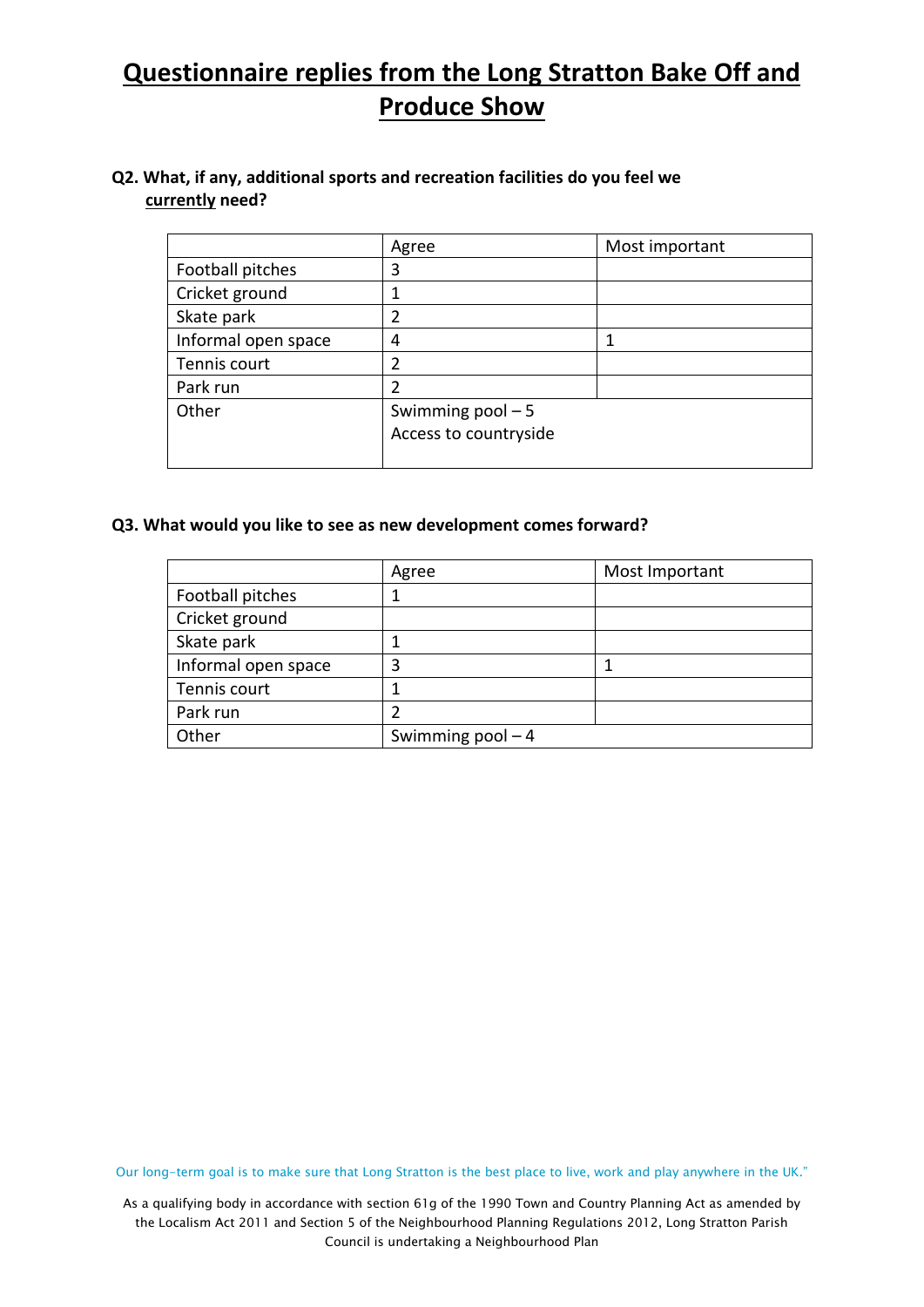# Questionnaire replies from the Long Stratton Bake Off and Produce Show

**Q2. What, if any, additional sports and recreation facilities do you feel we <u>currently</u> need?**

| | Agree | Most important |
|---|---|---|
| Football pitches | 3 | |
| Cricket ground | 1 | |
| Skate park | 2 | |
| Informal open space | 4 | 1 |
| Tennis court | 2 | |
| Park run | 2 | |
| Other | Swimming pool – 5<br>Access to countryside | |

**Q3. What would you like to see as new development comes forward?**

| | Agree | Most Important |
|---|---|---|
| Football pitches | 1 | |
| Cricket ground | | |
| Skate park | 1 | |
| Informal open space | 3 | 1 |
| Tennis court | 1 | |
| Park run | 2 | |
| Other | Swimming pool – 4 | |

Our long-term goal is to make sure that Long Stratton is the best place to live, work and play anywhere in the UK."

As a qualifying body in accordance with section 61g of the 1990 Town and Country Planning Act as amended by the Localism Act 2011 and Section 5 of the Neighbourhood Planning Regulations 2012, Long Stratton Parish Council is undertaking a Neighbourhood Plan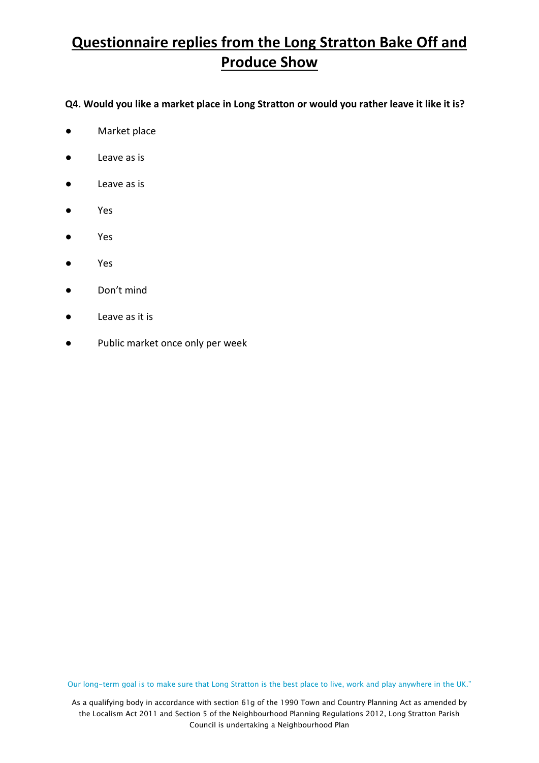# Questionnaire replies from the Long Stratton Bake Off and Produce Show

**Q4. Would you like a market place in Long Stratton or would you rather leave it like it is?**

- Market place
- Leave as is
- Leave as is
- Yes
- Yes
- Yes
- Don't mind
- Leave as it is
- Public market once only per week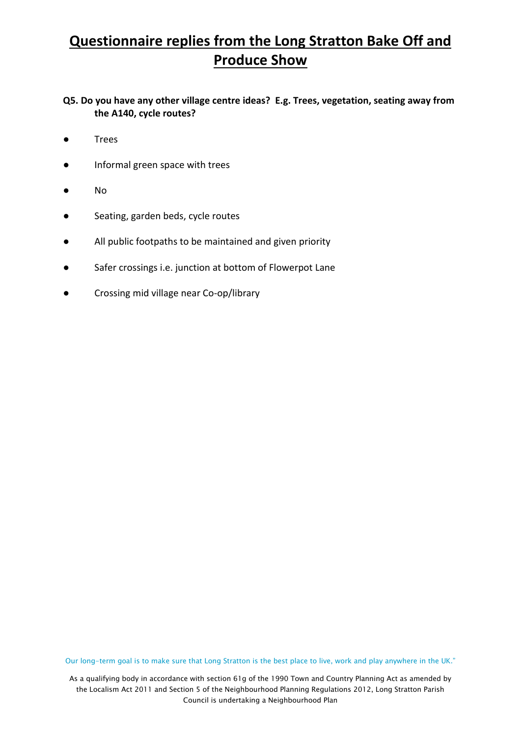# Questionnaire replies from the Long Stratton Bake Off and Produce Show

**Q5. Do you have any other village centre ideas? E.g. Trees, vegetation, seating away from the A140, cycle routes?**

- Trees
- Informal green space with trees
- No
- Seating, garden beds, cycle routes
- All public footpaths to be maintained and given priority
- Safer crossings i.e. junction at bottom of Flowerpot Lane
- Crossing mid village near Co-op/library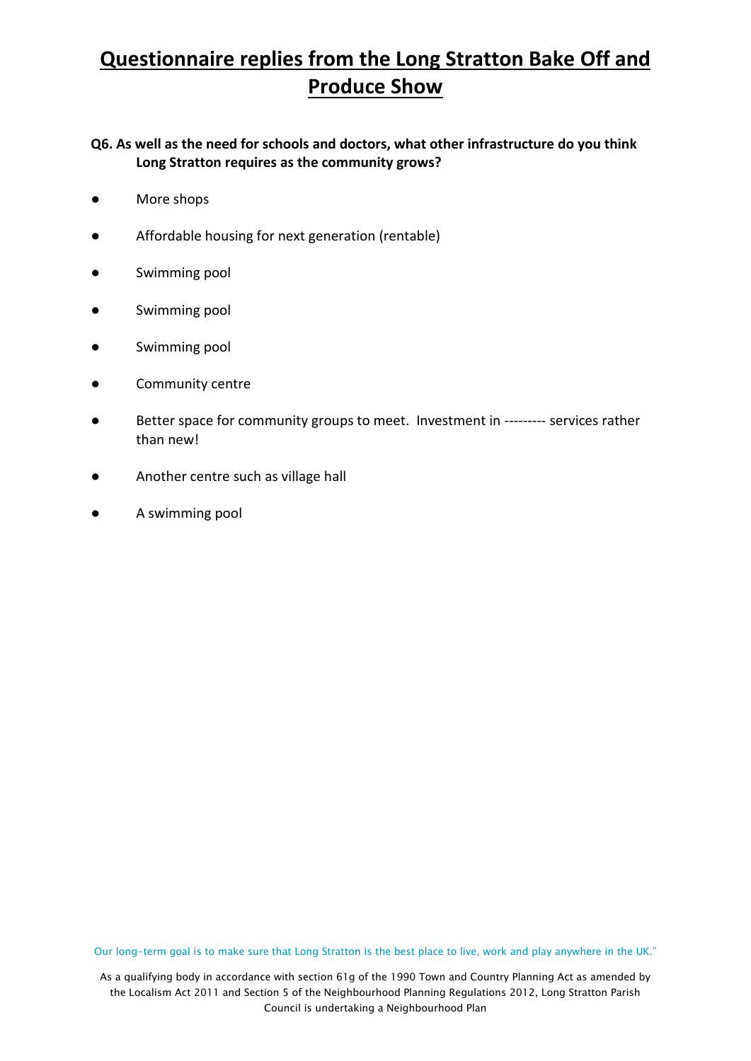# Questionnaire replies from the Long Stratton Bake Off and Produce Show

**Q6. As well as the need for schools and doctors, what other infrastructure do you think Long Stratton requires as the community grows?**

- More shops
- Affordable housing for next generation (rentable)
- Swimming pool
- Swimming pool
- Swimming pool
- Community centre
- Better space for community groups to meet. Investment in --------- services rather than new!
- Another centre such as village hall
- A swimming pool

Our long-term goal is to make sure that Long Stratton is the best place to live, work and play anywhere in the UK."

As a qualifying body in accordance with section 61g of the 1990 Town and Country Planning Act as amended by the Localism Act 2011 and Section 5 of the Neighbourhood Planning Regulations 2012, Long Stratton Parish Council is undertaking a Neighbourhood Plan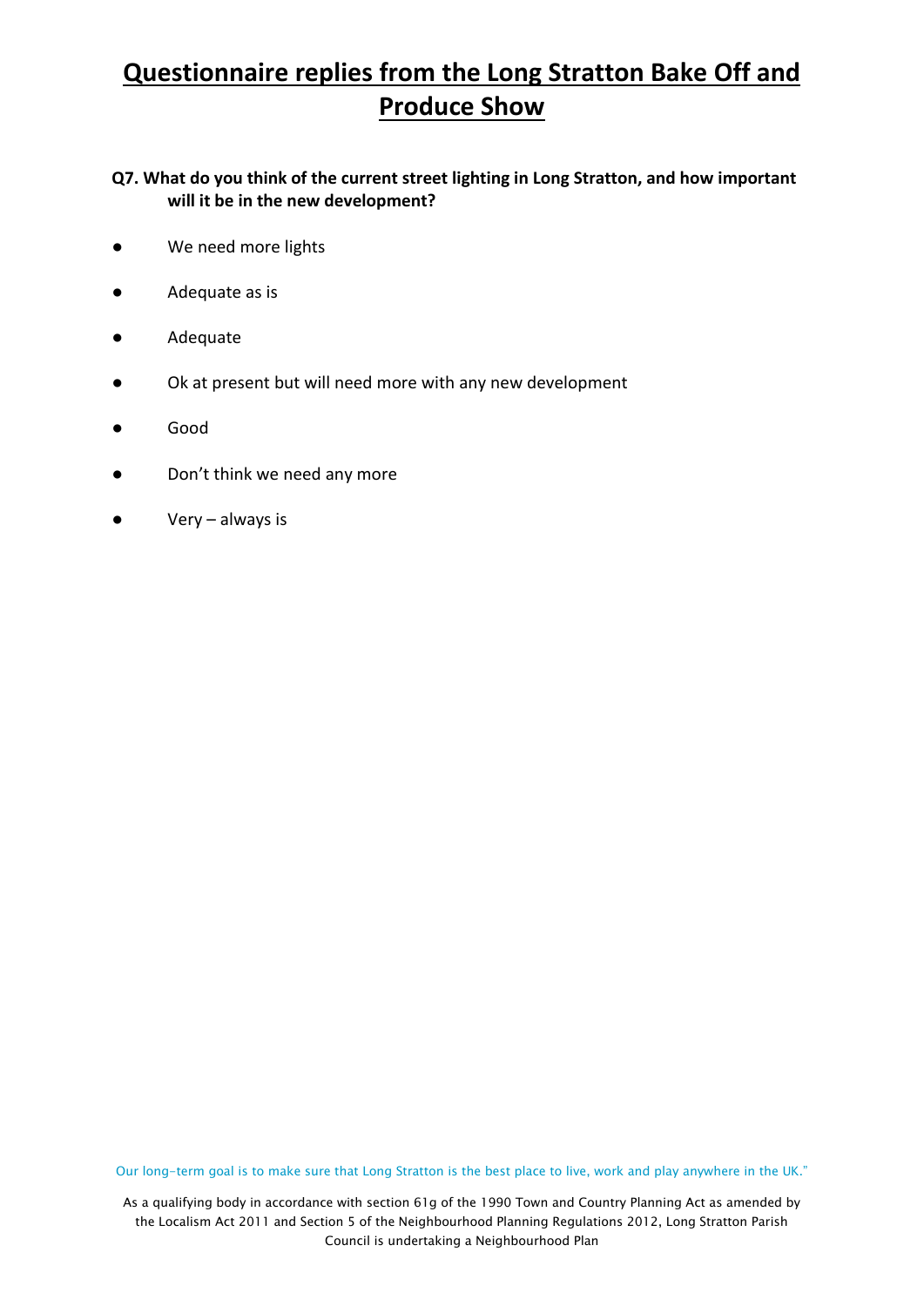# Questionnaire replies from the Long Stratton Bake Off and Produce Show

**Q7. What do you think of the current street lighting in Long Stratton, and how important will it be in the new development?**

- We need more lights
- Adequate as is
- Adequate
- Ok at present but will need more with any new development
- Good
- Don't think we need any more
- Very – always is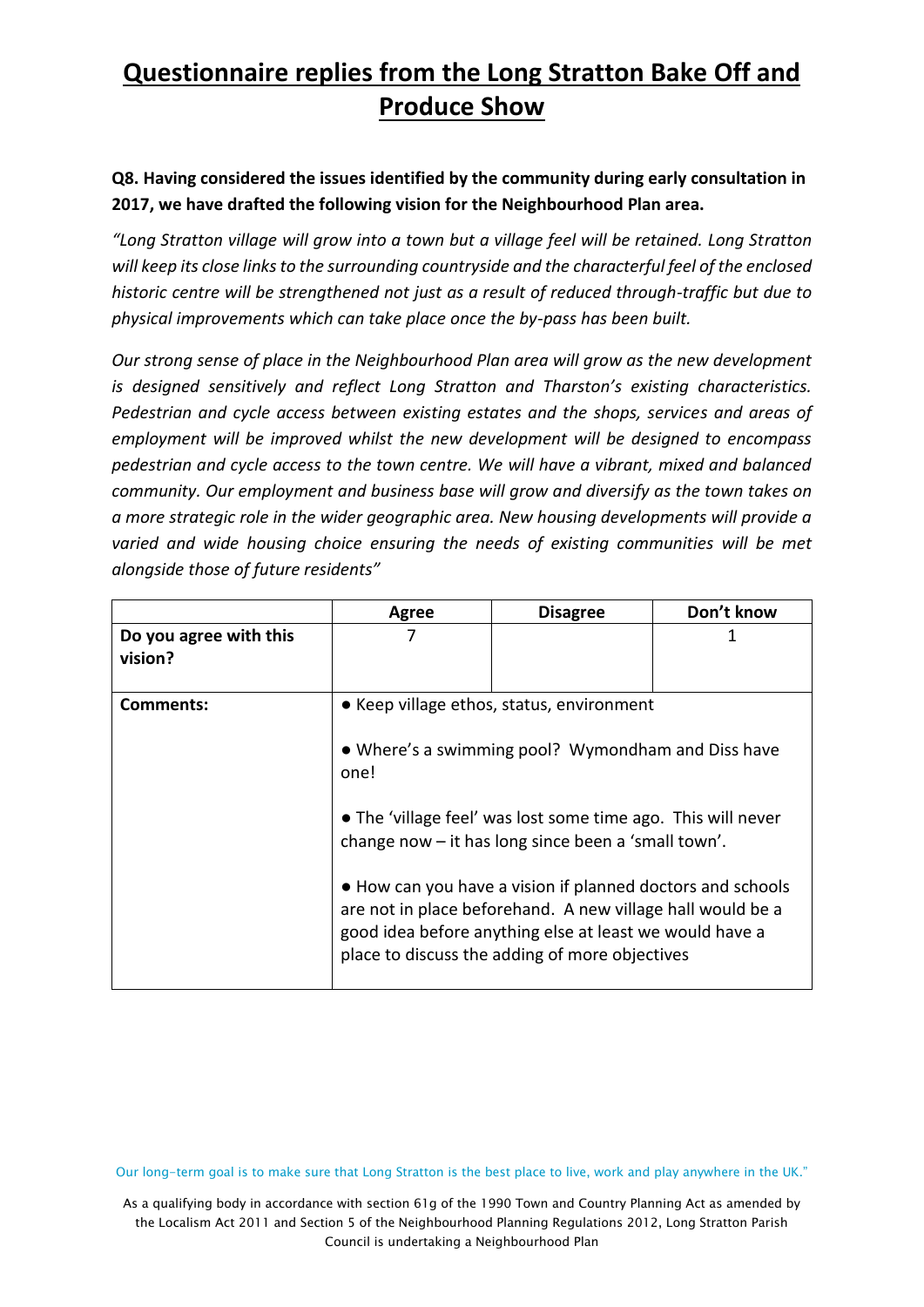# Questionnaire replies from the Long Stratton Bake Off and Produce Show

**Q8. Having considered the issues identified by the community during early consultation in 2017, we have drafted the following vision for the Neighbourhood Plan area.**

*"Long Stratton village will grow into a town but a village feel will be retained. Long Stratton will keep its close links to the surrounding countryside and the characterful feel of the enclosed historic centre will be strengthened not just as a result of reduced through-traffic but due to physical improvements which can take place once the by-pass has been built.*

*Our strong sense of place in the Neighbourhood Plan area will grow as the new development is designed sensitively and reflect Long Stratton and Tharston's existing characteristics. Pedestrian and cycle access between existing estates and the shops, services and areas of employment will be improved whilst the new development will be designed to encompass pedestrian and cycle access to the town centre. We will have a vibrant, mixed and balanced community. Our employment and business base will grow and diversify as the town takes on a more strategic role in the wider geographic area. New housing developments will provide a varied and wide housing choice ensuring the needs of existing communities will be met alongside those of future residents"*

| | Agree | Disagree | Don't know |
|---|---|---|---|
| **Do you agree with this vision?** | 7 | | 1 |
| **Comments:** | ● Keep village ethos, status, environment<br><br>● Where's a swimming pool? Wymondham and Diss have one!<br><br>● The 'village feel' was lost some time ago. This will never change now – it has long since been a 'small town'.<br><br>● How can you have a vision if planned doctors and schools are not in place beforehand. A new village hall would be a good idea before anything else at least we would have a place to discuss the adding of more objectives | | |

Our long-term goal is to make sure that Long Stratton is the best place to live, work and play anywhere in the UK."

As a qualifying body in accordance with section 61g of the 1990 Town and Country Planning Act as amended by the Localism Act 2011 and Section 5 of the Neighbourhood Planning Regulations 2012, Long Stratton Parish Council is undertaking a Neighbourhood Plan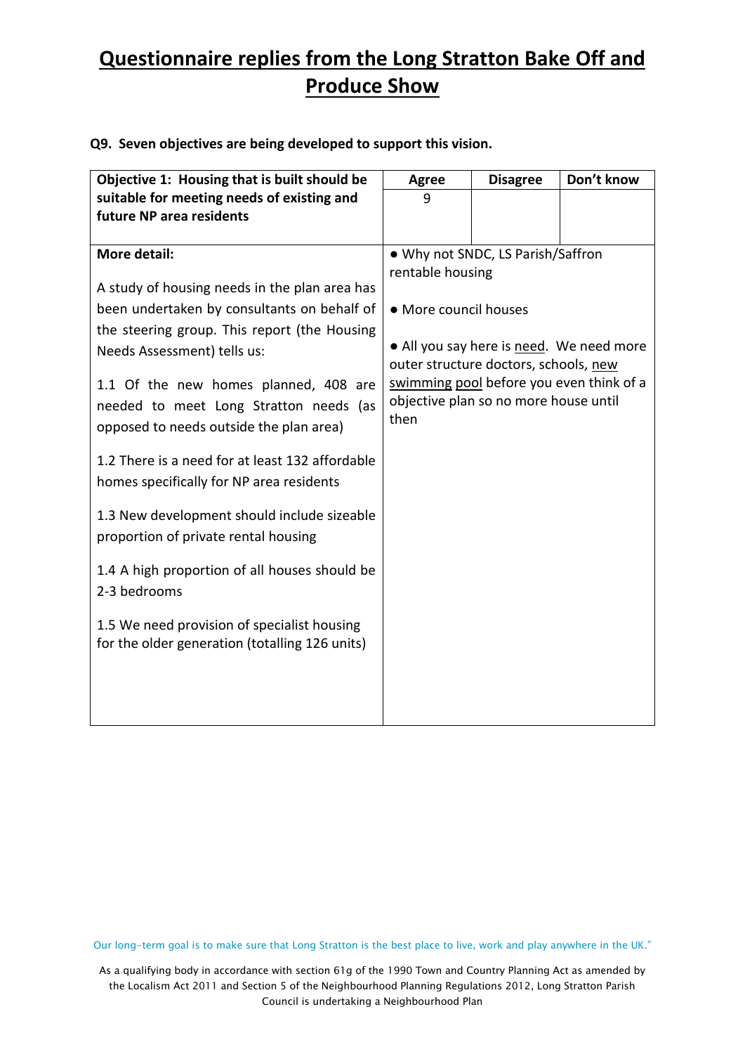# Questionnaire replies from the Long Stratton Bake Off and Produce Show

**Q9. Seven objectives are being developed to support this vision.**

| **Objective 1: Housing that is built should be suitable for meeting needs of existing and future NP area residents** | **Agree** | **Disagree** | **Don't know** |
|---|---|---|---|
| | 9 | | |
| **More detail:**<br><br>A study of housing needs in the plan area has been undertaken by consultants on behalf of the steering group. This report (the Housing Needs Assessment) tells us:<br><br>1.1 Of the new homes planned, 408 are needed to meet Long Stratton needs (as opposed to needs outside the plan area)<br><br>1.2 There is a need for at least 132 affordable homes specifically for NP area residents<br><br>1.3 New development should include sizeable proportion of private rental housing<br><br>1.4 A high proportion of all houses should be 2-3 bedrooms<br><br>1.5 We need provision of specialist housing for the older generation (totalling 126 units) | • Why not SNDC, LS Parish/Saffron rentable housing<br><br>• More council houses<br><br>• All you say here is need. We need more outer structure doctors, schools, new swimming pool before you even think of a objective plan so no more house until then | | |

Our long-term goal is to make sure that Long Stratton is the best place to live, work and play anywhere in the UK."

As a qualifying body in accordance with section 61g of the 1990 Town and Country Planning Act as amended by the Localism Act 2011 and Section 5 of the Neighbourhood Planning Regulations 2012, Long Stratton Parish Council is undertaking a Neighbourhood Plan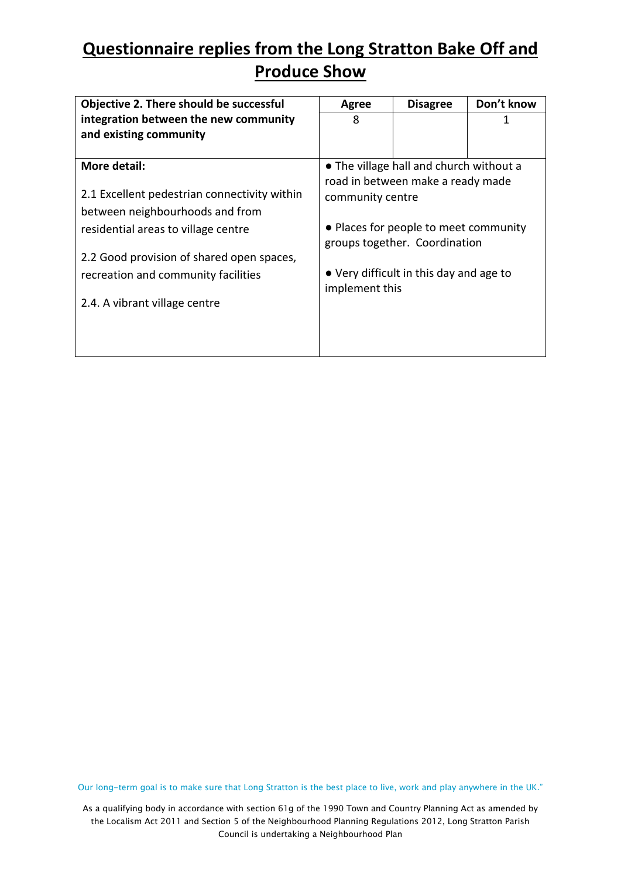# Questionnaire replies from the Long Stratton Bake Off and Produce Show

| Objective 2. There should be successful integration between the new community and existing community | Agree | Disagree | Don't know |
|---|---|---|---|
| | 8 | | 1 |
| **More detail:**<br><br>2.1 Excellent pedestrian connectivity within between neighbourhoods and from residential areas to village centre<br><br>2.2 Good provision of shared open spaces, recreation and community facilities<br><br>2.4. A vibrant village centre | ● The village hall and church without a road in between make a ready made community centre<br><br>● Places for people to meet community groups together. Coordination<br><br>● Very difficult in this day and age to implement this | | |

Our long-term goal is to make sure that Long Stratton is the best place to live, work and play anywhere in the UK."

As a qualifying body in accordance with section 61g of the 1990 Town and Country Planning Act as amended by the Localism Act 2011 and Section 5 of the Neighbourhood Planning Regulations 2012, Long Stratton Parish Council is undertaking a Neighbourhood Plan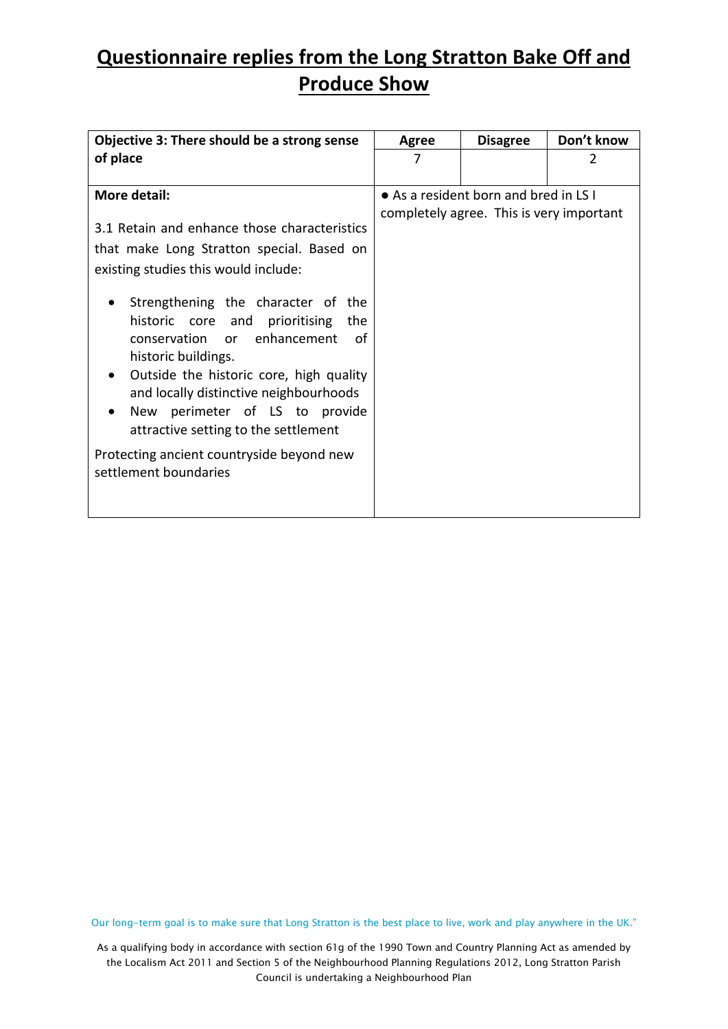# Questionnaire replies from the Long Stratton Bake Off and Produce Show

| Objective 3: There should be a strong sense of place | Agree | Disagree | Don't know |
|---|---|---|---|
| | 7 | | 2 |
| **More detail:**<br><br>3.1 Retain and enhance those characteristics that make Long Stratton special. Based on existing studies this would include:<br><br>• Strengthening the character of the historic core and prioritising the conservation or enhancement of historic buildings.<br>• Outside the historic core, high quality and locally distinctive neighbourhoods<br>• New perimeter of LS to provide attractive setting to the settlement<br><br>Protecting ancient countryside beyond new settlement boundaries | • As a resident born and bred in LS I completely agree. This is very important | | |

Our long-term goal is to make sure that Long Stratton is the best place to live, work and play anywhere in the UK."

As a qualifying body in accordance with section 61g of the 1990 Town and Country Planning Act as amended by the Localism Act 2011 and Section 5 of the Neighbourhood Planning Regulations 2012, Long Stratton Parish Council is undertaking a Neighbourhood Plan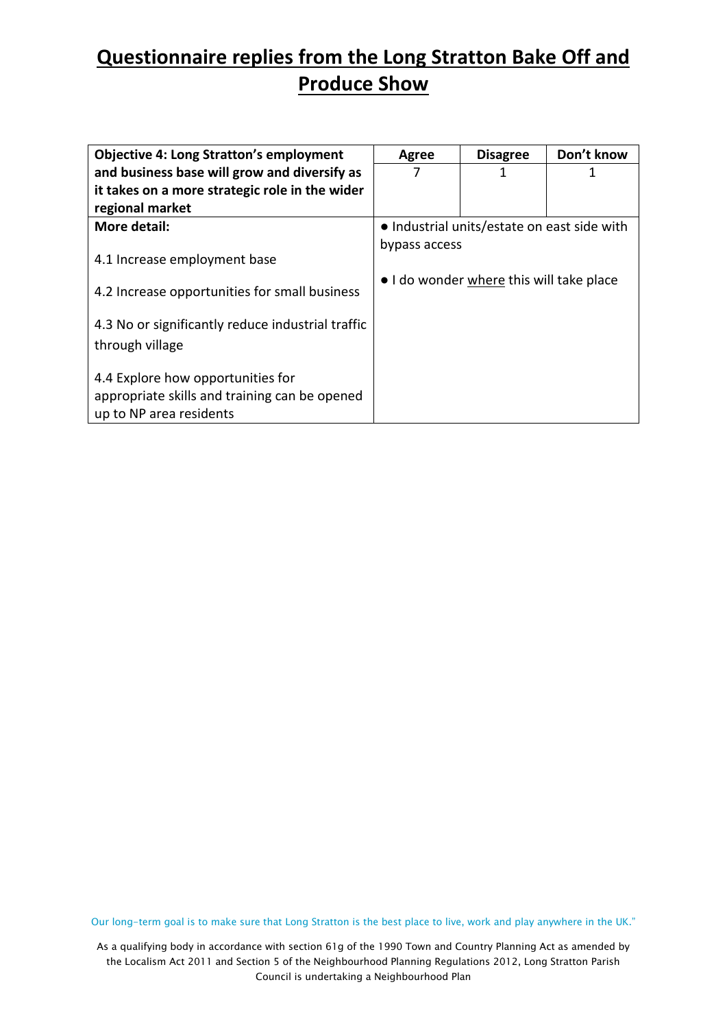# Questionnaire replies from the Long Stratton Bake Off and Produce Show

| **Objective 4: Long Stratton's employment and business base will grow and diversify as it takes on a more strategic role in the wider regional market** | **Agree** | **Disagree** | **Don't know** |
|---|---|---|---|
| | 7 | 1 | 1 |
| **More detail:**<br><br>4.1 Increase employment base<br><br>4.2 Increase opportunities for small business<br><br>4.3 No or significantly reduce industrial traffic through village<br><br>4.4 Explore how opportunities for appropriate skills and training can be opened up to NP area residents | • Industrial units/estate on east side with bypass access<br><br>• I do wonder where this will take place | | |

Our long-term goal is to make sure that Long Stratton is the best place to live, work and play anywhere in the UK."

As a qualifying body in accordance with section 61g of the 1990 Town and Country Planning Act as amended by the Localism Act 2011 and Section 5 of the Neighbourhood Planning Regulations 2012, Long Stratton Parish Council is undertaking a Neighbourhood Plan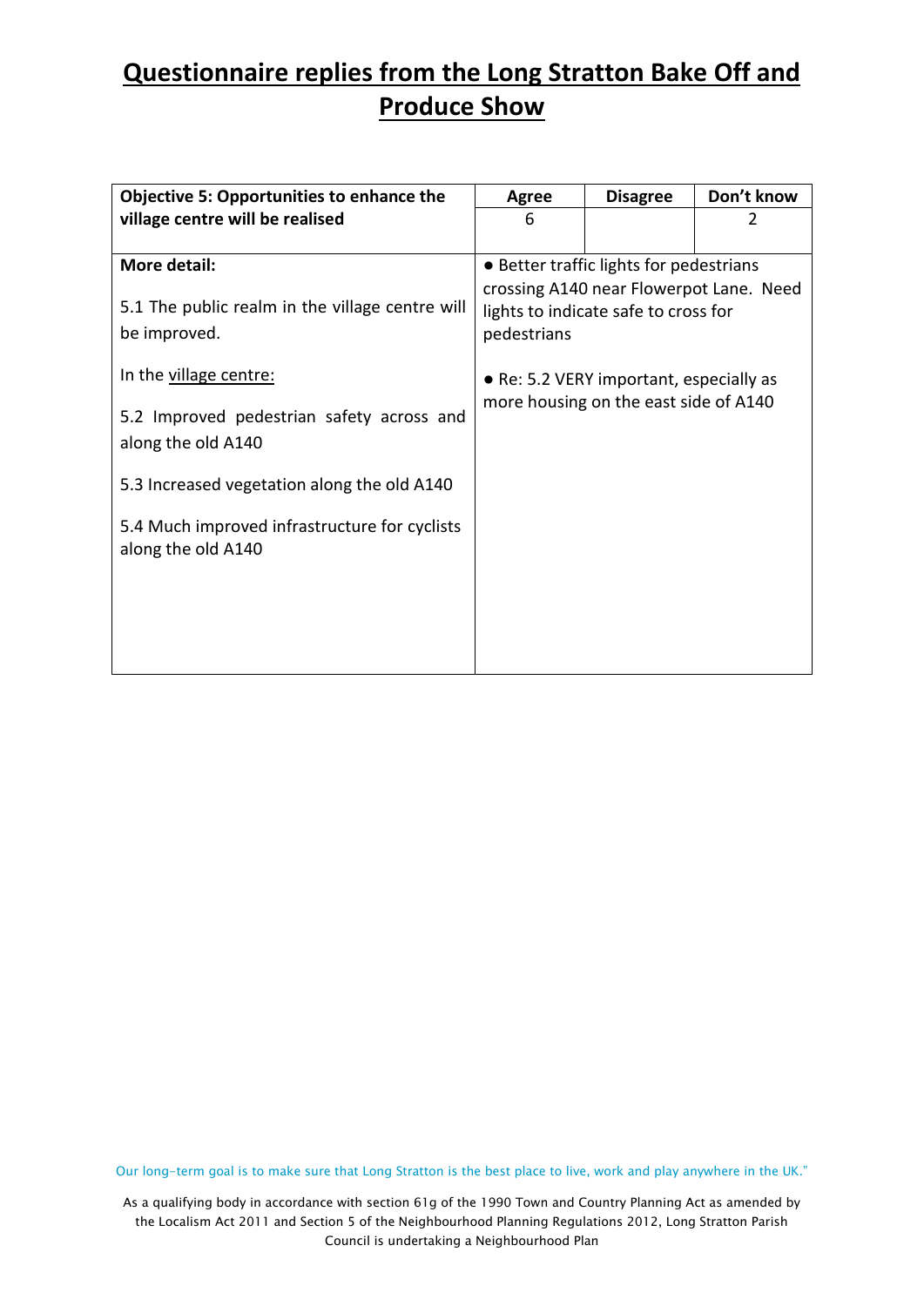# Questionnaire replies from the Long Stratton Bake Off and Produce Show

| Objective 5: Opportunities to enhance the village centre will be realised | Agree | Disagree | Don't know |
|---|---|---|---|
| | 6 | | 2 |
| **More detail:**<br><br>5.1 The public realm in the village centre will be improved.<br><br>In the village centre:<br><br>5.2 Improved pedestrian safety across and along the old A140<br><br>5.3 Increased vegetation along the old A140<br><br>5.4 Much improved infrastructure for cyclists along the old A140 | ● Better traffic lights for pedestrians crossing A140 near Flowerpot Lane. Need lights to indicate safe to cross for pedestrians<br><br>● Re: 5.2 VERY important, especially as more housing on the east side of A140 | | |

Our long-term goal is to make sure that Long Stratton is the best place to live, work and play anywhere in the UK."

As a qualifying body in accordance with section 61g of the 1990 Town and Country Planning Act as amended by the Localism Act 2011 and Section 5 of the Neighbourhood Planning Regulations 2012, Long Stratton Parish Council is undertaking a Neighbourhood Plan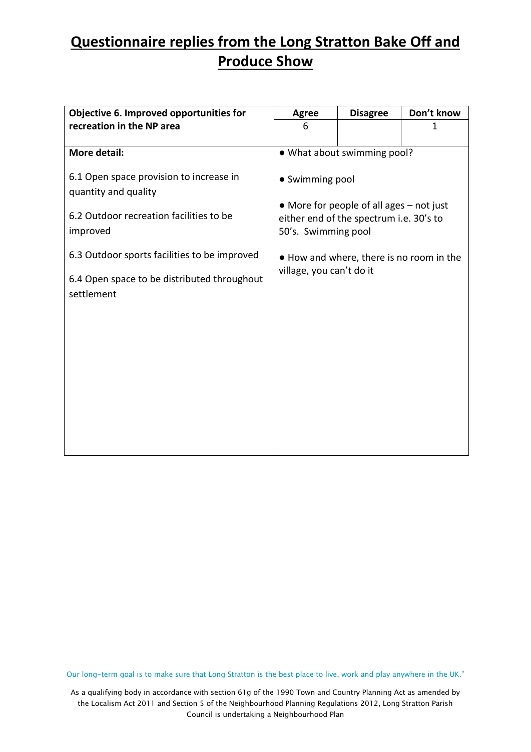# Questionnaire replies from the Long Stratton Bake Off and Produce Show

| Objective 6. Improved opportunities for recreation in the NP area | Agree | Disagree | Don't know |
|---|---|---|---|
| | 6 | | 1 |
| **More detail:**<br><br>6.1 Open space provision to increase in quantity and quality<br><br>6.2 Outdoor recreation facilities to be improved<br><br>6.3 Outdoor sports facilities to be improved<br><br>6.4 Open space to be distributed throughout settlement | • What about swimming pool?<br><br>• Swimming pool<br><br>• More for people of all ages – not just either end of the spectrum i.e. 30's to 50's. Swimming pool<br><br>• How and where, there is no room in the village, you can't do it | | |

Our long-term goal is to make sure that Long Stratton is the best place to live, work and play anywhere in the UK."

As a qualifying body in accordance with section 61g of the 1990 Town and Country Planning Act as amended by the Localism Act 2011 and Section 5 of the Neighbourhood Planning Regulations 2012, Long Stratton Parish Council is undertaking a Neighbourhood Plan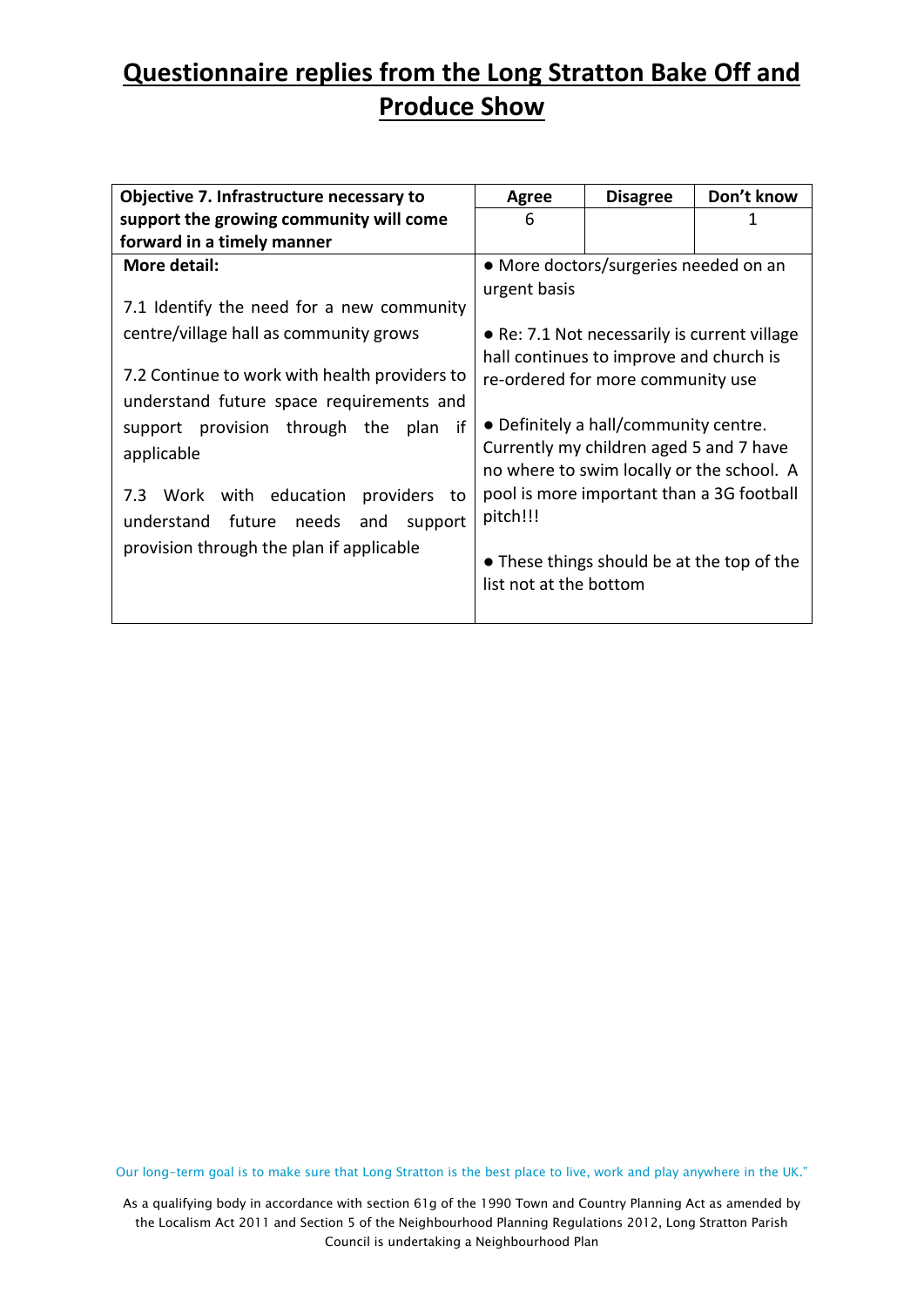# Questionnaire replies from the Long Stratton Bake Off and Produce Show

| Objective 7. Infrastructure necessary to support the growing community will come forward in a timely manner | Agree | Disagree | Don't know |
|---|---|---|---|
| | 6 | | 1 |
| **More detail:**<br><br>7.1 Identify the need for a new community centre/village hall as community grows<br><br>7.2 Continue to work with health providers to understand future space requirements and support provision through the plan if applicable<br><br>7.3 Work with education providers to understand future needs and support provision through the plan if applicable | • More doctors/surgeries needed on an urgent basis<br><br>• Re: 7.1 Not necessarily is current village hall continues to improve and church is re-ordered for more community use<br><br>• Definitely a hall/community centre. Currently my children aged 5 and 7 have no where to swim locally or the school. A pool is more important than a 3G football pitch!!!<br><br>• These things should be at the top of the list not at the bottom | | |

Our long-term goal is to make sure that Long Stratton is the best place to live, work and play anywhere in the UK."

As a qualifying body in accordance with section 61g of the 1990 Town and Country Planning Act as amended by the Localism Act 2011 and Section 5 of the Neighbourhood Planning Regulations 2012, Long Stratton Parish Council is undertaking a Neighbourhood Plan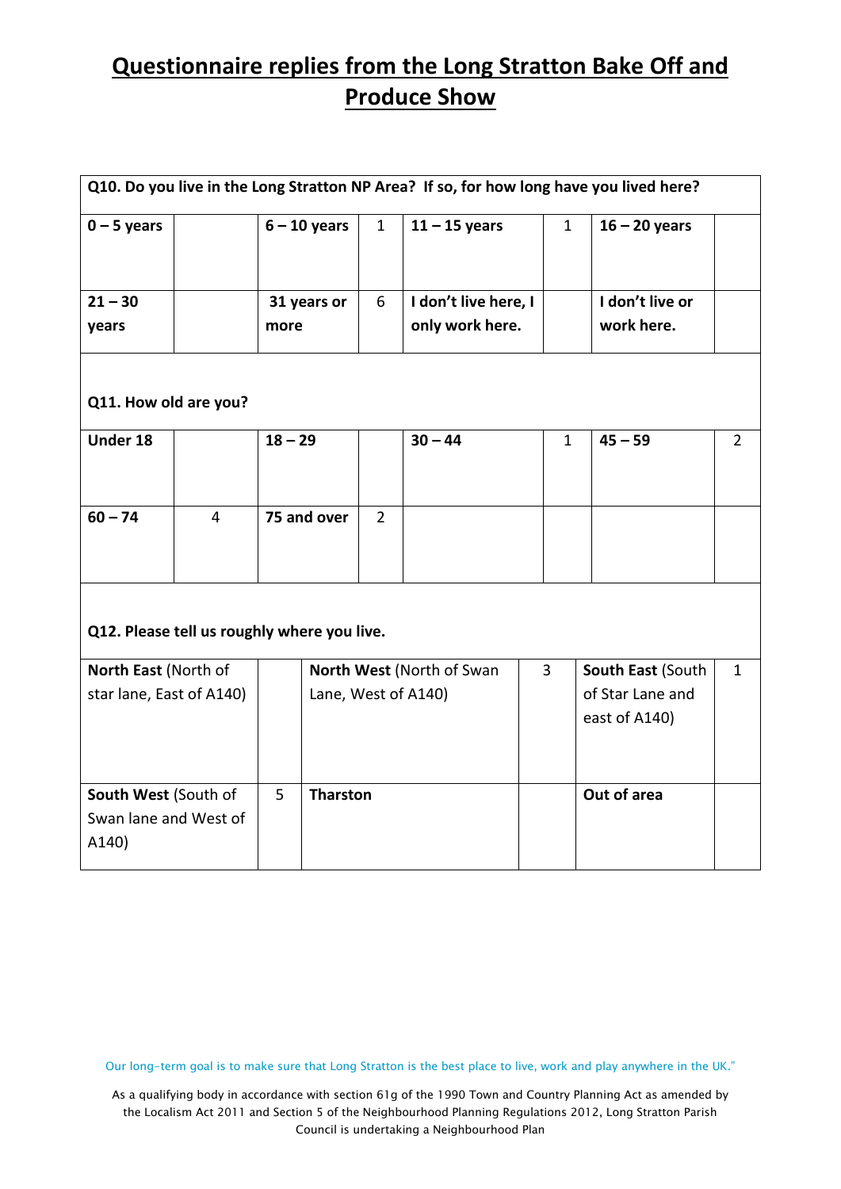# Questionnaire replies from the Long Stratton Bake Off and Produce Show

| | | | | | | | |
|---|---|---|---|---|---|---|---|
| **Q10. Do you live in the Long Stratton NP Area? If so, for how long have you lived here?** | | | | | | | |
| **0 – 5 years** | | **6 – 10 years** | 1 | **11 – 15 years** | 1 | **16 – 20 years** | |
| **21 – 30 years** | | **31 years or more** | 6 | **I don't live here, I only work here.** | | **I don't live or work here.** | |
| **Q11. How old are you?** | | | | | | | |
| **Under 18** | | **18 – 29** | | **30 – 44** | 1 | **45 – 59** | 2 |
| **60 – 74** | 4 | **75 and over** | 2 | | | | |
| **Q12. Please tell us roughly where you live.** | | | | | | | |
| **North East** (North of star lane, East of A140) | | **North West** (North of Swan Lane, West of A140) | 3 | **South East** (South of Star Lane and east of A140) | 1 | | |
| **South West** (South of Swan lane and West of A140) | 5 | **Tharston** | | **Out of area** | | | |

Our long-term goal is to make sure that Long Stratton is the best place to live, work and play anywhere in the UK."

As a qualifying body in accordance with section 61g of the 1990 Town and Country Planning Act as amended by the Localism Act 2011 and Section 5 of the Neighbourhood Planning Regulations 2012, Long Stratton Parish Council is undertaking a Neighbourhood Plan